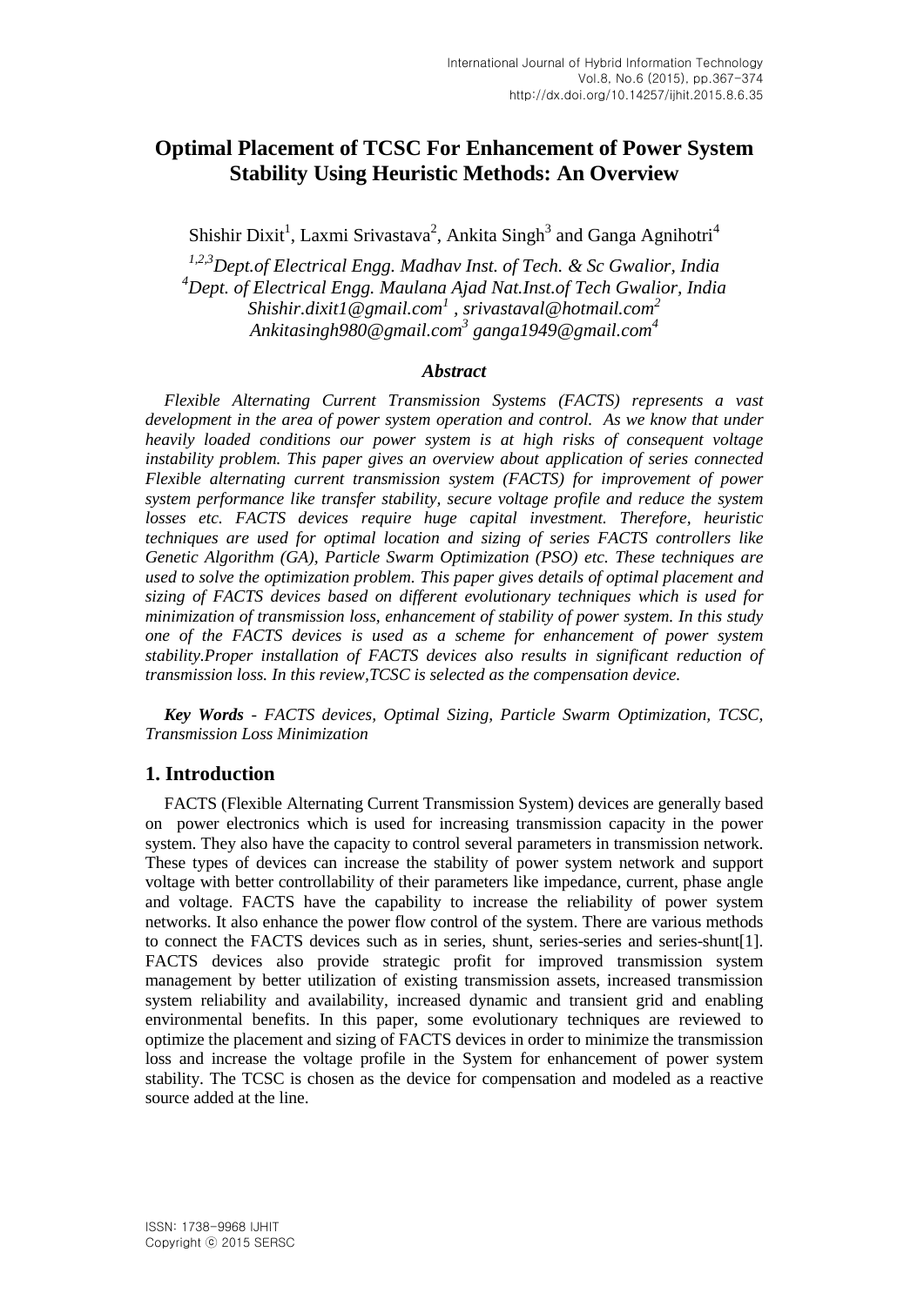# Optimal Placement of TCSC For Enhancement of Power System Stability Using Heuristic Methods: An Overview

Shishir Dixit[1], Laxmi Srivastava[2], Ankita Singh[3] and Ganga Agnihotri[4]

*[1,2,3]Dept.of Electrical Engg. Madhav Inst. of Tech. & Sc Gwalior, India*
*[4]Dept. of Electrical Engg. Maulana Ajad Nat.Inst.of Tech Gwalior, India*
*Shishir.dixit1@gmail.com[1] , srivastaval@hotmail.com[2]*
*Ankitasingh980@gmail.com[3] ganga1949@gmail.com[4]*

### *Abstract*

*Flexible Alternating Current Transmission Systems (FACTS) represents a vast development in the area of power system operation and control. As we know that under heavily loaded conditions our power system is at high risks of consequent voltage instability problem. This paper gives an overview about application of series connected Flexible alternating current transmission system (FACTS) for improvement of power system performance like transfer stability, secure voltage profile and reduce the system losses etc. FACTS devices require huge capital investment. Therefore, heuristic techniques are used for optimal location and sizing of series FACTS controllers like Genetic Algorithm (GA), Particle Swarm Optimization (PSO) etc. These techniques are used to solve the optimization problem. This paper gives details of optimal placement and sizing of FACTS devices based on different evolutionary techniques which is used for minimization of transmission loss, enhancement of stability of power system. In this study one of the FACTS devices is used as a scheme for enhancement of power system stability.Proper installation of FACTS devices also results in significant reduction of transmission loss. In this review,TCSC is selected as the compensation device.*

***Key Words*** *- FACTS devices, Optimal Sizing, Particle Swarm Optimization, TCSC, Transmission Loss Minimization*

## 1. Introduction

FACTS (Flexible Alternating Current Transmission System) devices are generally based on power electronics which is used for increasing transmission capacity in the power system. They also have the capacity to control several parameters in transmission network. These types of devices can increase the stability of power system network and support voltage with better controllability of their parameters like impedance, current, phase angle and voltage. FACTS have the capability to increase the reliability of power system networks. It also enhance the power flow control of the system. There are various methods to connect the FACTS devices such as in series, shunt, series-series and series-shunt[1]. FACTS devices also provide strategic profit for improved transmission system management by better utilization of existing transmission assets, increased transmission system reliability and availability, increased dynamic and transient grid and enabling environmental benefits. In this paper, some evolutionary techniques are reviewed to optimize the placement and sizing of FACTS devices in order to minimize the transmission loss and increase the voltage profile in the System for enhancement of power system stability. The TCSC is chosen as the device for compensation and modeled as a reactive source added at the line.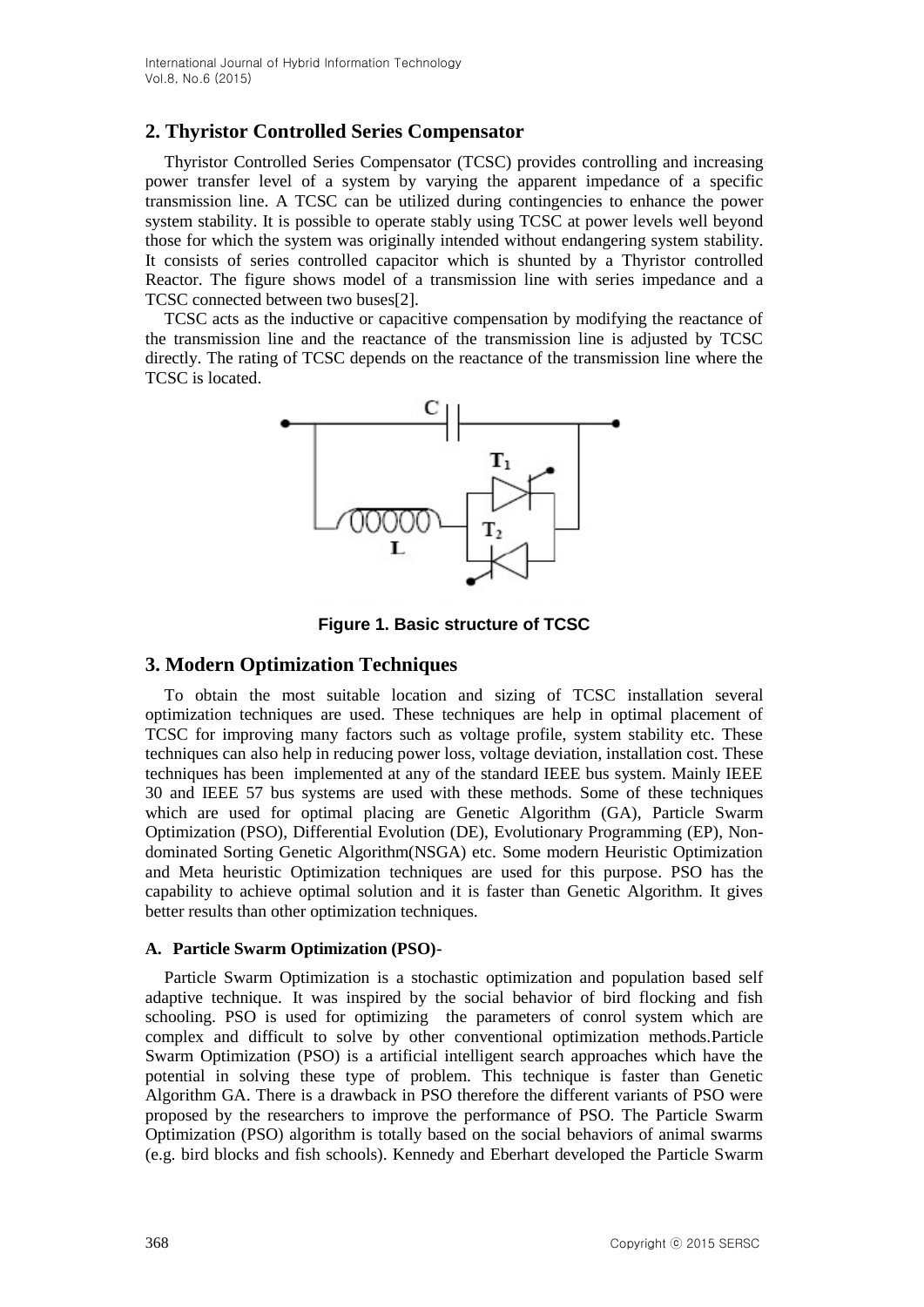## 2. Thyristor Controlled Series Compensator

Thyristor Controlled Series Compensator (TCSC) provides controlling and increasing power transfer level of a system by varying the apparent impedance of a specific transmission line. A TCSC can be utilized during contingencies to enhance the power system stability. It is possible to operate stably using TCSC at power levels well beyond those for which the system was originally intended without endangering system stability. It consists of series controlled capacitor which is shunted by a Thyristor controlled Reactor. The figure shows model of a transmission line with series impedance and a TCSC connected between two buses[2].

TCSC acts as the inductive or capacitive compensation by modifying the reactance of the transmission line and the reactance of the transmission line is adjusted by TCSC directly. The rating of TCSC depends on the reactance of the transmission line where the TCSC is located.

**Figure 1. Basic structure of TCSC**

## 3. Modern Optimization Techniques

To obtain the most suitable location and sizing of TCSC installation several optimization techniques are used. These techniques are help in optimal placement of TCSC for improving many factors such as voltage profile, system stability etc. These techniques can also help in reducing power loss, voltage deviation, installation cost. These techniques has been implemented at any of the standard IEEE bus system. Mainly IEEE 30 and IEEE 57 bus systems are used with these methods. Some of these techniques which are used for optimal placing are Genetic Algorithm (GA), Particle Swarm Optimization (PSO), Differential Evolution (DE), Evolutionary Programming (EP), Non-dominated Sorting Genetic Algorithm(NSGA) etc. Some modern Heuristic Optimization and Meta heuristic Optimization techniques are used for this purpose. PSO has the capability to achieve optimal solution and it is faster than Genetic Algorithm. It gives better results than other optimization techniques.

### A. Particle Swarm Optimization (PSO)-

Particle Swarm Optimization is a stochastic optimization and population based self adaptive technique. It was inspired by the social behavior of bird flocking and fish schooling. PSO is used for optimizing the parameters of conrol system which are complex and difficult to solve by other conventional optimization methods.Particle Swarm Optimization (PSO) is a artificial intelligent search approaches which have the potential in solving these type of problem. This technique is faster than Genetic Algorithm GA. There is a drawback in PSO therefore the different variants of PSO were proposed by the researchers to improve the performance of PSO. The Particle Swarm Optimization (PSO) algorithm is totally based on the social behaviors of animal swarms (e.g. bird blocks and fish schools). Kennedy and Eberhart developed the Particle Swarm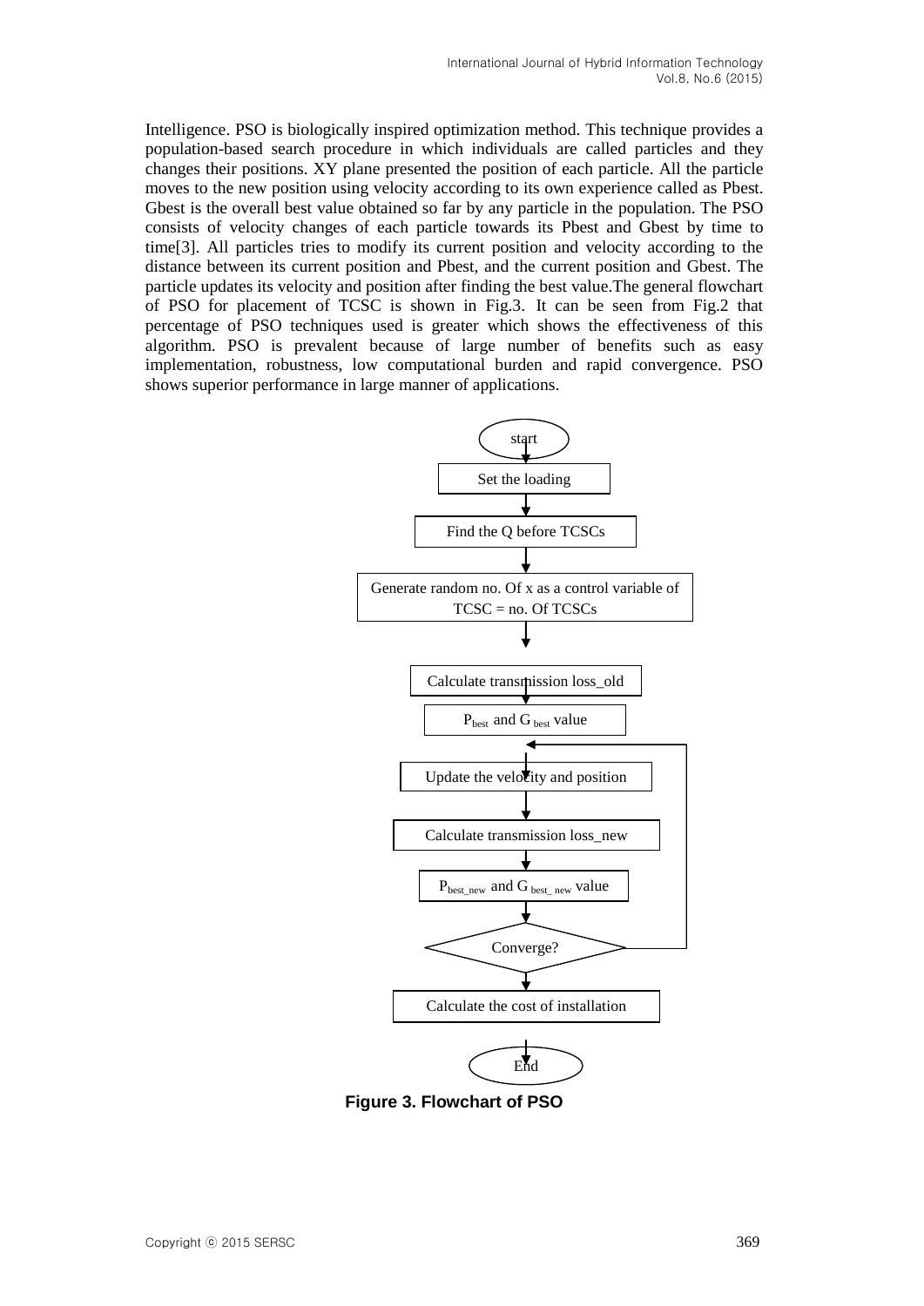Intelligence. PSO is biologically inspired optimization method. This technique provides a population-based search procedure in which individuals are called particles and they changes their positions. XY plane presented the position of each particle. All the particle moves to the new position using velocity according to its own experience called as Pbest. Gbest is the overall best value obtained so far by any particle in the population. The PSO consists of velocity changes of each particle towards its Pbest and Gbest by time to time[3]. All particles tries to modify its current position and velocity according to the distance between its current position and Pbest, and the current position and Gbest. The particle updates its velocity and position after finding the best value.The general flowchart of PSO for placement of TCSC is shown in Fig.3. It can be seen from Fig.2 that percentage of PSO techniques used is greater which shows the effectiveness of this algorithm. PSO is prevalent because of large number of benefits such as easy implementation, robustness, low computational burden and rapid convergence. PSO shows superior performance in large manner of applications.

start

Set the loading

Find the Q before TCSCs

Generate random no. Of x as a control variable of TCSC = no. Of TCSCs

Calculate transmission loss_old

$P_{best}$ and $G_{best}$ value

Update the velocity and position

Calculate transmission loss_new

$P_{best\_new}$ and $G_{best\_new}$ value

Converge?

Calculate the cost of installation

End

**Figure 3. Flowchart of PSO**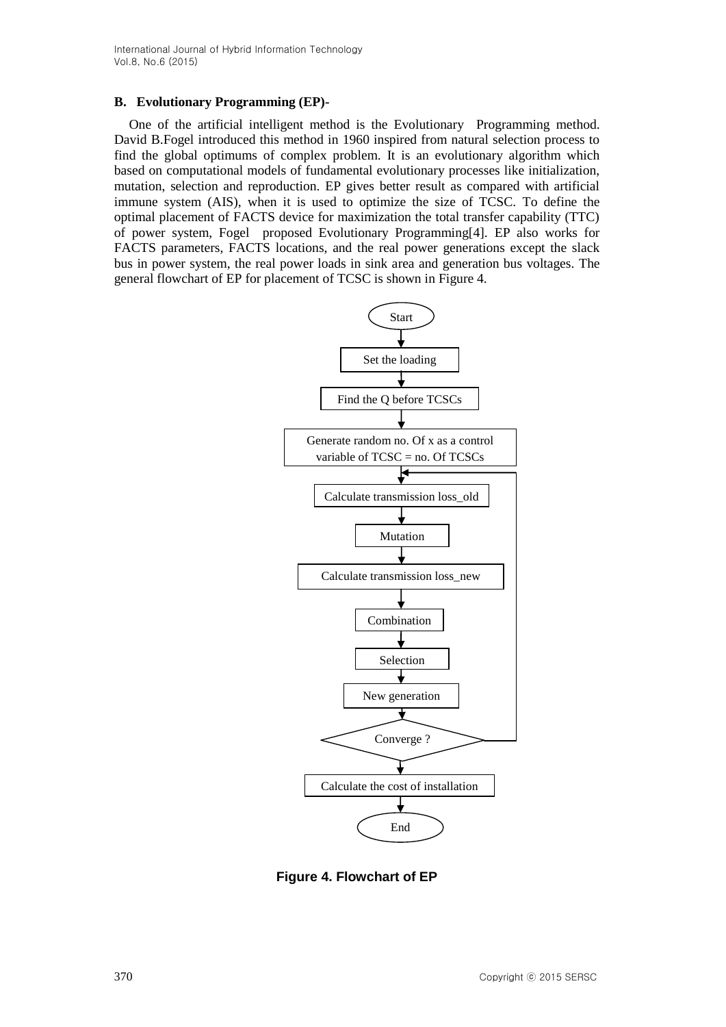### B. Evolutionary Programming (EP)-

One of the artificial intelligent method is the Evolutionary Programming method. David B.Fogel introduced this method in 1960 inspired from natural selection process to find the global optimums of complex problem. It is an evolutionary algorithm which based on computational models of fundamental evolutionary processes like initialization, mutation, selection and reproduction. EP gives better result as compared with artificial immune system (AIS), when it is used to optimize the size of TCSC. To define the optimal placement of FACTS device for maximization the total transfer capability (TTC) of power system, Fogel proposed Evolutionary Programming[4]. EP also works for FACTS parameters, FACTS locations, and the real power generations except the slack bus in power system, the real power loads in sink area and generation bus voltages. The general flowchart of EP for placement of TCSC is shown in Figure 4.

Start → Set the loading → Find the Q before TCSCs → Generate random no. Of x as a control variable of TCSC = no. Of TCSCs → Calculate transmission loss_old → Mutation → Calculate transmission loss_new → Combination → Selection → New generation → Converge ? → Calculate the cost of installation → End

**Figure 4. Flowchart of EP**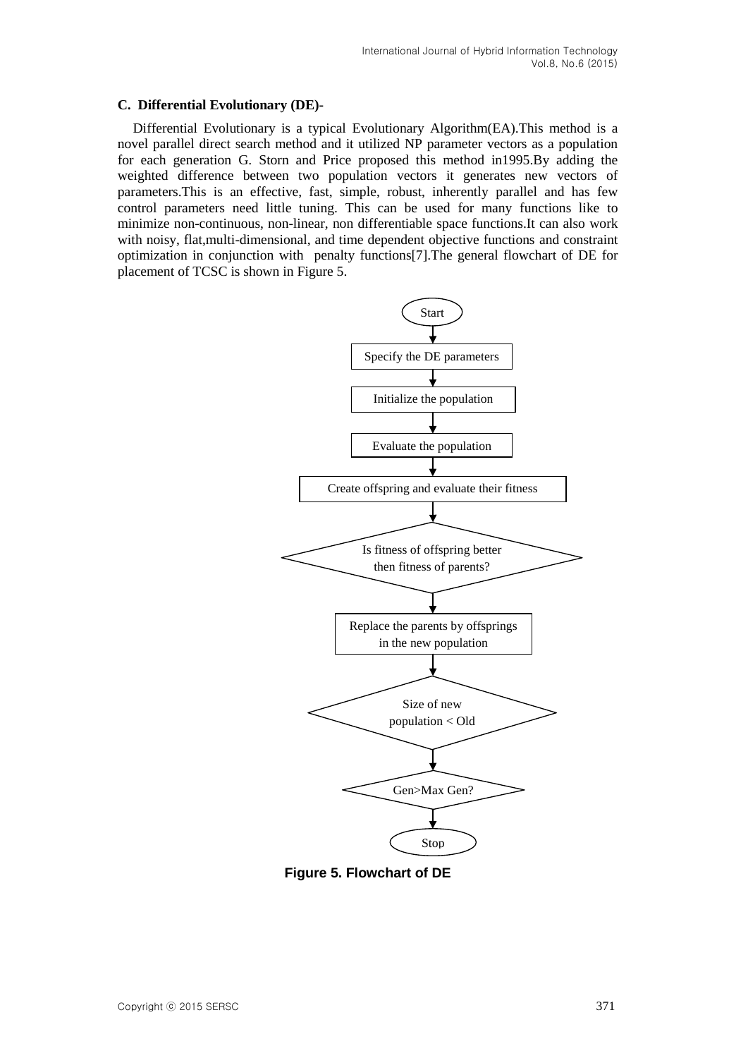**C. Differential Evolutionary (DE)-**

Differential Evolutionary is a typical Evolutionary Algorithm(EA).This method is a novel parallel direct search method and it utilized NP parameter vectors as a population for each generation G. Storn and Price proposed this method in1995.By adding the weighted difference between two population vectors it generates new vectors of parameters.This is an effective, fast, simple, robust, inherently parallel and has few control parameters need little tuning. This can be used for many functions like to minimize non-continuous, non-linear, non differentiable space functions.It can also work with noisy, flat,multi-dimensional, and time dependent objective functions and constraint optimization in conjunction with penalty functions[7].The general flowchart of DE for placement of TCSC is shown in Figure 5.

```
Start
  ↓
Specify the DE parameters
  ↓
Initialize the population
  ↓
Evaluate the population
  ↓
Create offspring and evaluate their fitness
  ↓
Is fitness of offspring better then fitness of parents?
  ↓
Replace the parents by offsprings in the new population
  ↓
Size of new population < Old
  ↓
Gen>Max Gen?
  ↓
Stop
```

**Figure 5. Flowchart of DE**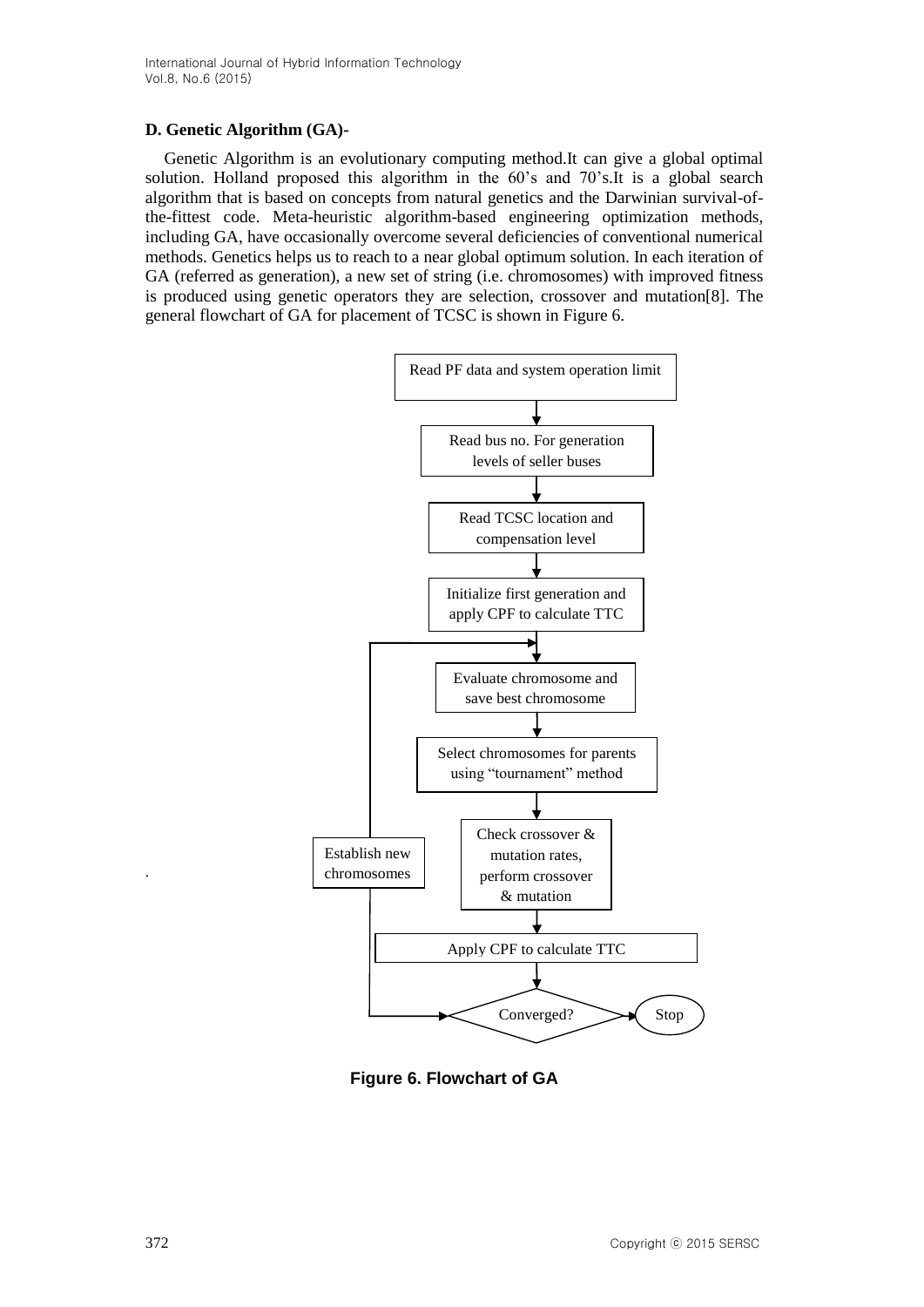### D. Genetic Algorithm (GA)-

Genetic Algorithm is an evolutionary computing method.It can give a global optimal solution. Holland proposed this algorithm in the 60's and 70's.It is a global search algorithm that is based on concepts from natural genetics and the Darwinian survival-of-the-fittest code. Meta-heuristic algorithm-based engineering optimization methods, including GA, have occasionally overcome several deficiencies of conventional numerical methods. Genetics helps us to reach to a near global optimum solution. In each iteration of GA (referred as generation), a new set of string (i.e. chromosomes) with improved fitness is produced using genetic operators they are selection, crossover and mutation[8]. The general flowchart of GA for placement of TCSC is shown in Figure 6.

```
Read PF data and system operation limit
        ↓
Read bus no. For generation levels of seller buses
        ↓
Read TCSC location and compensation level
        ↓
Initialize first generation and apply CPF to calculate TTC
        ↓
Evaluate chromosome and save best chromosome   ←──────────┐
        ↓                                                  │
Select chromosomes for parents using "tournament" method   │
        ↓                                          Establish new
Check crossover & mutation rates,                  chromosomes
perform crossover & mutation                               ↑
        ↓                                                  │
Apply CPF to calculate TTC                                 │
        ↓                                                  │
Converged? ──→ Stop                                        │
        └──────────────────────────────────────────────────┘
```

**Figure 6. Flowchart of GA**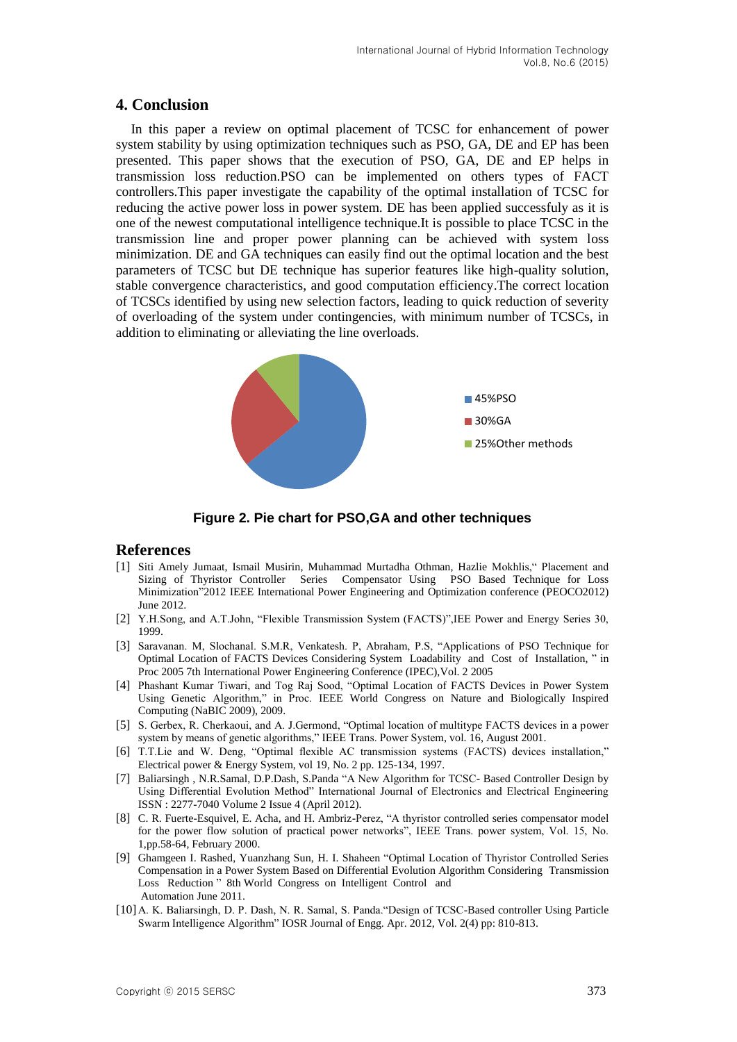## 4. Conclusion

In this paper a review on optimal placement of TCSC for enhancement of power system stability by using optimization techniques such as PSO, GA, DE and EP has been presented. This paper shows that the execution of PSO, GA, DE and EP helps in transmission loss reduction.PSO can be implemented on others types of FACT controllers.This paper investigate the capability of the optimal installation of TCSC for reducing the active power loss in power system. DE has been applied successfuly as it is one of the newest computational intelligence technique.It is possible to place TCSC in the transmission line and proper power planning can be achieved with system loss minimization. DE and GA techniques can easily find out the optimal location and the best parameters of TCSC but DE technique has superior features like high-quality solution, stable convergence characteristics, and good computation efficiency.The correct location of TCSCs identified by using new selection factors, leading to quick reduction of severity of overloading of the system under contingencies, with minimum number of TCSCs, in addition to eliminating or alleviating the line overloads.

45%PSO
30%GA
25%Other methods

**Figure 2. Pie chart for PSO,GA and other techniques**

## References

[1] Siti Amely Jumaat, Ismail Musirin, Muhammad Murtadha Othman, Hazlie Mokhlis,“ Placement and Sizing of Thyristor Controller Series Compensator Using PSO Based Technique for Loss Minimization”2012 IEEE International Power Engineering and Optimization conference (PEOCO2012) June 2012.

[2] Y.H.Song, and A.T.John, “Flexible Transmission System (FACTS)”,IEE Power and Energy Series 30, 1999.

[3] Saravanan. M, Slochanal. S.M.R, Venkatesh. P, Abraham, P.S, “Applications of PSO Technique for Optimal Location of FACTS Devices Considering System Loadability and Cost of Installation, ” in Proc 2005 7th International Power Engineering Conference (IPEC),Vol. 2 2005

[4] Phashant Kumar Tiwari, and Tog Raj Sood, “Optimal Location of FACTS Devices in Power System Using Genetic Algorithm,” in Proc. IEEE World Congress on Nature and Biologically Inspired Computing (NaBIC 2009), 2009.

[5] S. Gerbex, R. Cherkaoui, and A. J.Germond, “Optimal location of multitype FACTS devices in a power system by means of genetic algorithms,” IEEE Trans. Power System, vol. 16, August 2001.

[6] T.T.Lie and W. Deng, “Optimal flexible AC transmission systems (FACTS) devices installation,” Electrical power & Energy System, vol 19, No. 2 pp. 125-134, 1997.

[7] Baliarsingh , N.R.Samal, D.P.Dash, S.Panda “A New Algorithm for TCSC- Based Controller Design by Using Differential Evolution Method” International Journal of Electronics and Electrical Engineering ISSN : 2277-7040 Volume 2 Issue 4 (April 2012).

[8] C. R. Fuerte-Esquivel, E. Acha, and H. Ambriz-Perez, “A thyristor controlled series compensator model for the power flow solution of practical power networks”, IEEE Trans. power system, Vol. 15, No. 1,pp.58-64, February 2000.

[9] Ghamgeen I. Rashed, Yuanzhang Sun, H. I. Shaheen “Optimal Location of Thyristor Controlled Series Compensation in a Power System Based on Differential Evolution Algorithm Considering Transmission Loss Reduction ” 8th World Congress on Intelligent Control and Automation June 2011.

[10] A. K. Baliarsingh, D. P. Dash, N. R. Samal, S. Panda.“Design of TCSC-Based controller Using Particle Swarm Intelligence Algorithm” IOSR Journal of Engg. Apr. 2012, Vol. 2(4) pp: 810-813.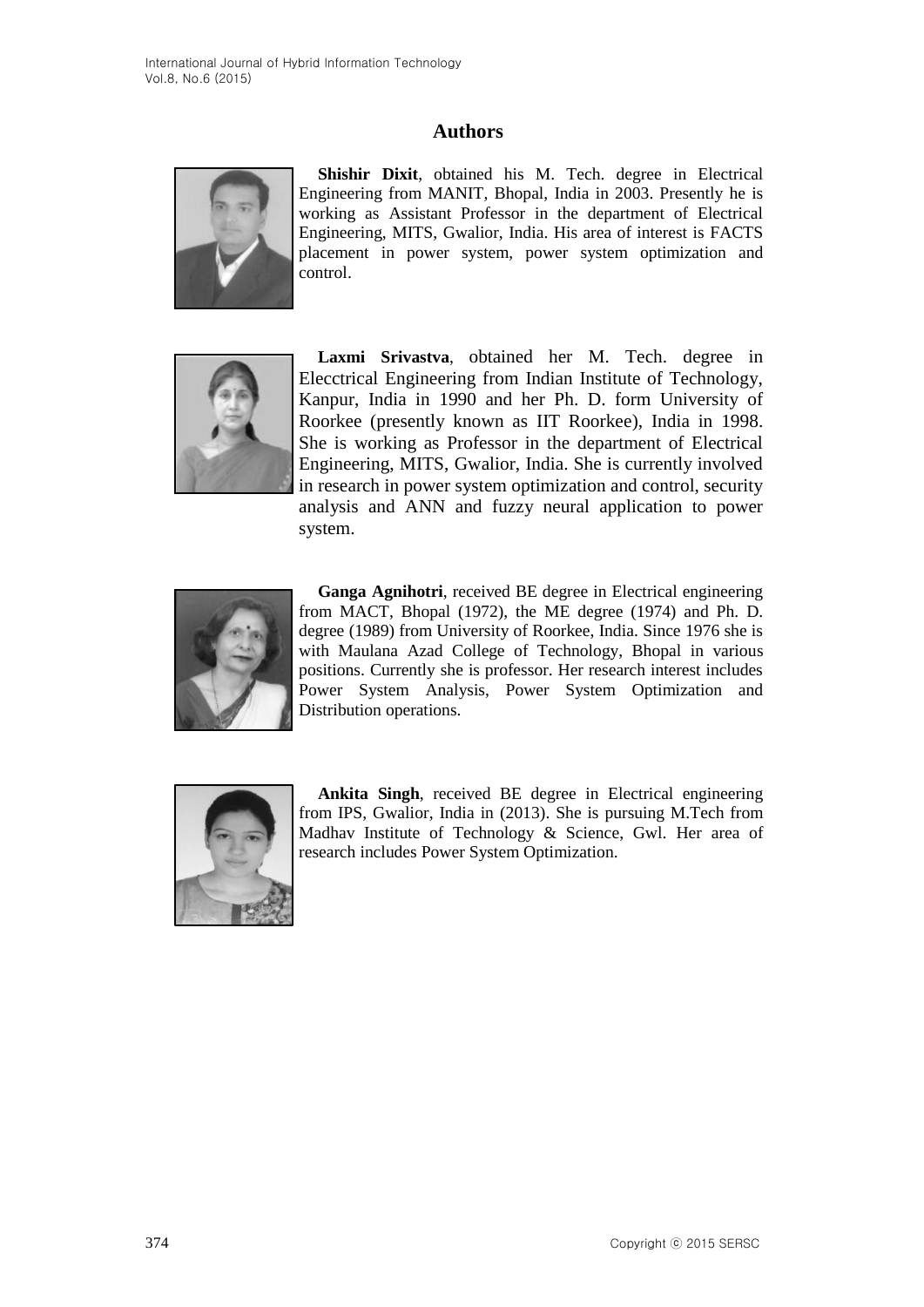## Authors

**Shishir Dixit**, obtained his M. Tech. degree in Electrical Engineering from MANIT, Bhopal, India in 2003. Presently he is working as Assistant Professor in the department of Electrical Engineering, MITS, Gwalior, India. His area of interest is FACTS placement in power system, power system optimization and control.

**Laxmi Srivastva**, obtained her M. Tech. degree in Elecctrical Engineering from Indian Institute of Technology, Kanpur, India in 1990 and her Ph. D. form University of Roorkee (presently known as IIT Roorkee), India in 1998. She is working as Professor in the department of Electrical Engineering, MITS, Gwalior, India. She is currently involved in research in power system optimization and control, security analysis and ANN and fuzzy neural application to power system.

**Ganga Agnihotri**, received BE degree in Electrical engineering from MACT, Bhopal (1972), the ME degree (1974) and Ph. D. degree (1989) from University of Roorkee, India. Since 1976 she is with Maulana Azad College of Technology, Bhopal in various positions. Currently she is professor. Her research interest includes Power System Analysis, Power System Optimization and Distribution operations.

**Ankita Singh**, received BE degree in Electrical engineering from IPS, Gwalior, India in (2013). She is pursuing M.Tech from Madhav Institute of Technology & Science, Gwl. Her area of research includes Power System Optimization.